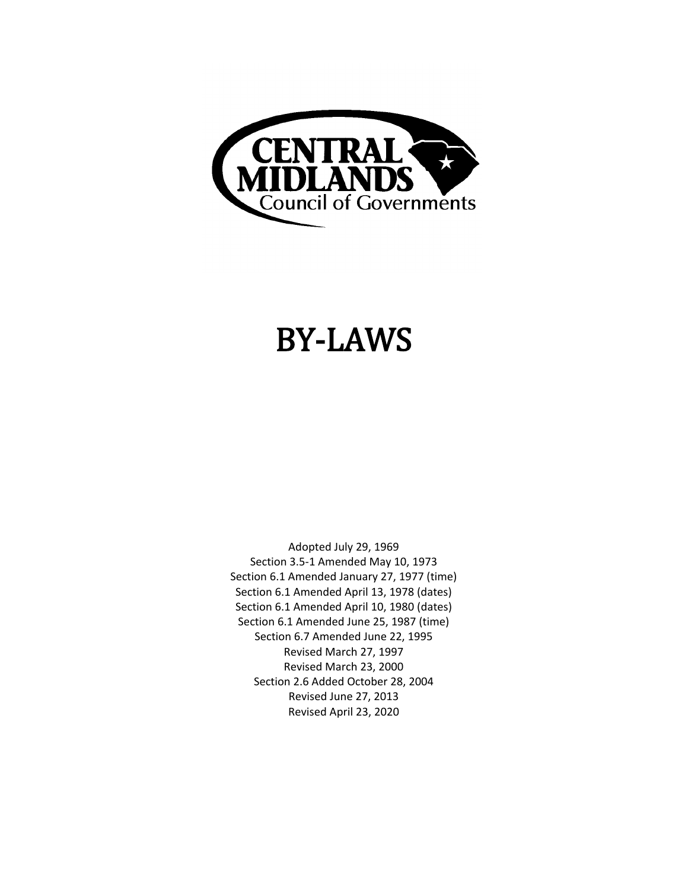CENTRAL MIDLANDS
Council of Governments

# BY-LAWS

Adopted July 29, 1969
Section 3.5-1 Amended May 10, 1973
Section 6.1 Amended January 27, 1977 (time)
Section 6.1 Amended April 13, 1978 (dates)
Section 6.1 Amended April 10, 1980 (dates)
Section 6.1 Amended June 25, 1987 (time)
Section 6.7 Amended June 22, 1995
Revised March 27, 1997
Revised March 23, 2000
Section 2.6 Added October 28, 2004
Revised June 27, 2013
Revised April 23, 2020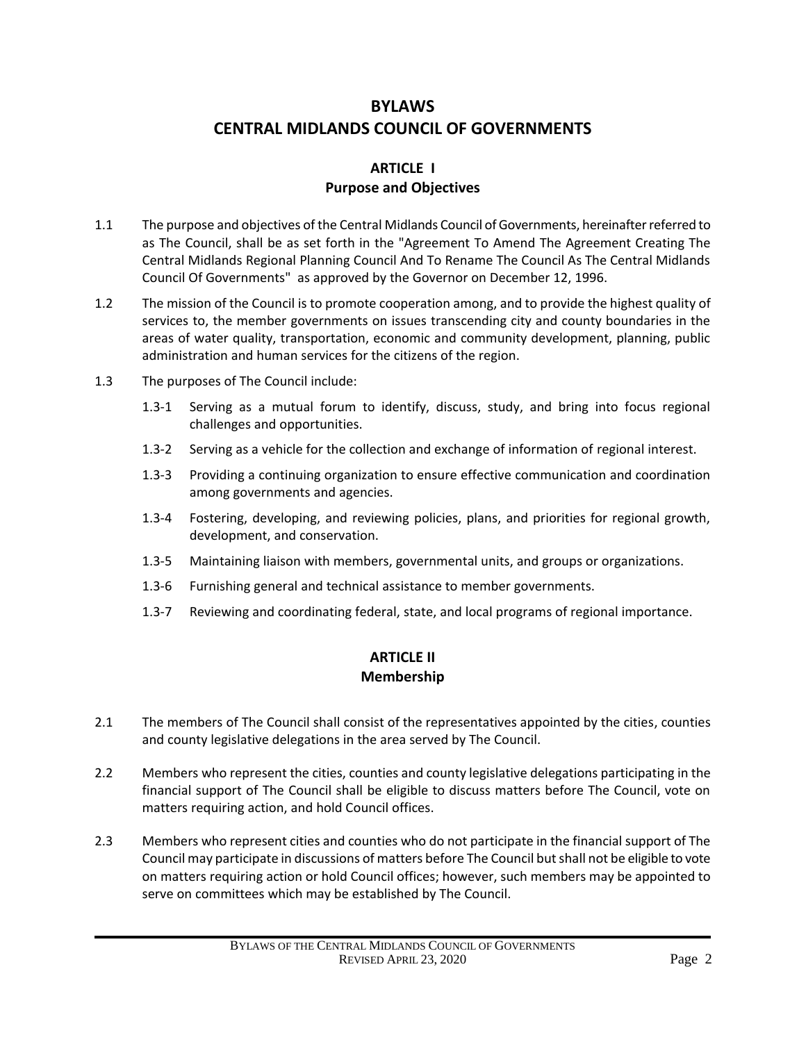# BYLAWS
# CENTRAL MIDLANDS COUNCIL OF GOVERNMENTS

## ARTICLE I
## Purpose and Objectives

1.1 The purpose and objectives of the Central Midlands Council of Governments, hereinafter referred to as The Council, shall be as set forth in the "Agreement To Amend The Agreement Creating The Central Midlands Regional Planning Council And To Rename The Council As The Central Midlands Council Of Governments" as approved by the Governor on December 12, 1996.

1.2 The mission of the Council is to promote cooperation among, and to provide the highest quality of services to, the member governments on issues transcending city and county boundaries in the areas of water quality, transportation, economic and community development, planning, public administration and human services for the citizens of the region.

1.3 The purposes of The Council include:

- 1.3-1 Serving as a mutual forum to identify, discuss, study, and bring into focus regional challenges and opportunities.
- 1.3-2 Serving as a vehicle for the collection and exchange of information of regional interest.
- 1.3-3 Providing a continuing organization to ensure effective communication and coordination among governments and agencies.
- 1.3-4 Fostering, developing, and reviewing policies, plans, and priorities for regional growth, development, and conservation.
- 1.3-5 Maintaining liaison with members, governmental units, and groups or organizations.
- 1.3-6 Furnishing general and technical assistance to member governments.
- 1.3-7 Reviewing and coordinating federal, state, and local programs of regional importance.

## ARTICLE II
## Membership

2.1 The members of The Council shall consist of the representatives appointed by the cities, counties and county legislative delegations in the area served by The Council.

2.2 Members who represent the cities, counties and county legislative delegations participating in the financial support of The Council shall be eligible to discuss matters before The Council, vote on matters requiring action, and hold Council offices.

2.3 Members who represent cities and counties who do not participate in the financial support of The Council may participate in discussions of matters before The Council but shall not be eligible to vote on matters requiring action or hold Council offices; however, such members may be appointed to serve on committees which may be established by The Council.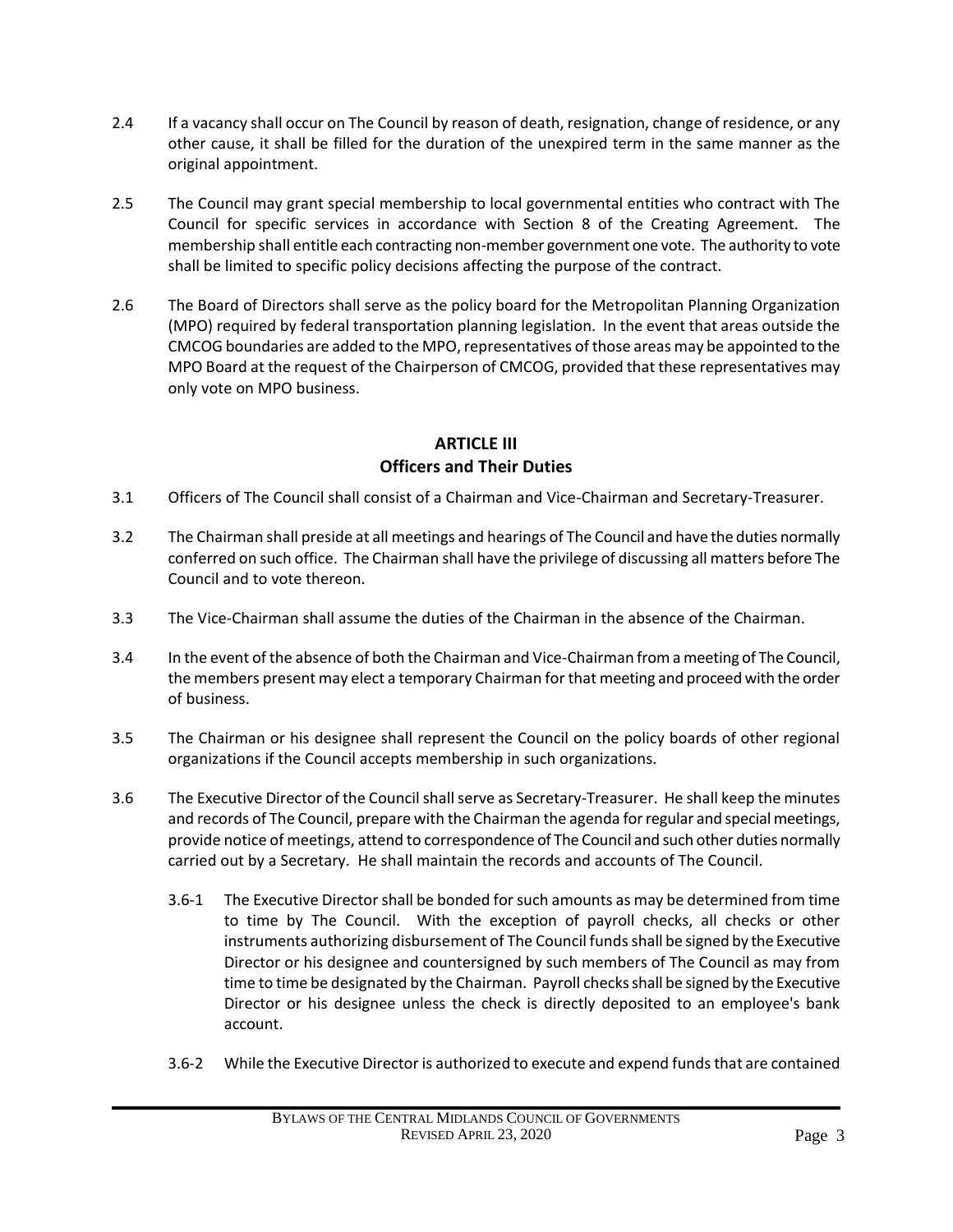2.4 If a vacancy shall occur on The Council by reason of death, resignation, change of residence, or any other cause, it shall be filled for the duration of the unexpired term in the same manner as the original appointment.

2.5 The Council may grant special membership to local governmental entities who contract with The Council for specific services in accordance with Section 8 of the Creating Agreement. The membership shall entitle each contracting non-member government one vote. The authority to vote shall be limited to specific policy decisions affecting the purpose of the contract.

2.6 The Board of Directors shall serve as the policy board for the Metropolitan Planning Organization (MPO) required by federal transportation planning legislation. In the event that areas outside the CMCOG boundaries are added to the MPO, representatives of those areas may be appointed to the MPO Board at the request of the Chairperson of CMCOG, provided that these representatives may only vote on MPO business.

## ARTICLE III
## Officers and Their Duties

3.1 Officers of The Council shall consist of a Chairman and Vice-Chairman and Secretary-Treasurer.

3.2 The Chairman shall preside at all meetings and hearings of The Council and have the duties normally conferred on such office. The Chairman shall have the privilege of discussing all matters before The Council and to vote thereon.

3.3 The Vice-Chairman shall assume the duties of the Chairman in the absence of the Chairman.

3.4 In the event of the absence of both the Chairman and Vice-Chairman from a meeting of The Council, the members present may elect a temporary Chairman for that meeting and proceed with the order of business.

3.5 The Chairman or his designee shall represent the Council on the policy boards of other regional organizations if the Council accepts membership in such organizations.

3.6 The Executive Director of the Council shall serve as Secretary-Treasurer. He shall keep the minutes and records of The Council, prepare with the Chairman the agenda for regular and special meetings, provide notice of meetings, attend to correspondence of The Council and such other duties normally carried out by a Secretary. He shall maintain the records and accounts of The Council.

3.6-1 The Executive Director shall be bonded for such amounts as may be determined from time to time by The Council. With the exception of payroll checks, all checks or other instruments authorizing disbursement of The Council funds shall be signed by the Executive Director or his designee and countersigned by such members of The Council as may from time to time be designated by the Chairman. Payroll checks shall be signed by the Executive Director or his designee unless the check is directly deposited to an employee's bank account.

3.6-2 While the Executive Director is authorized to execute and expend funds that are contained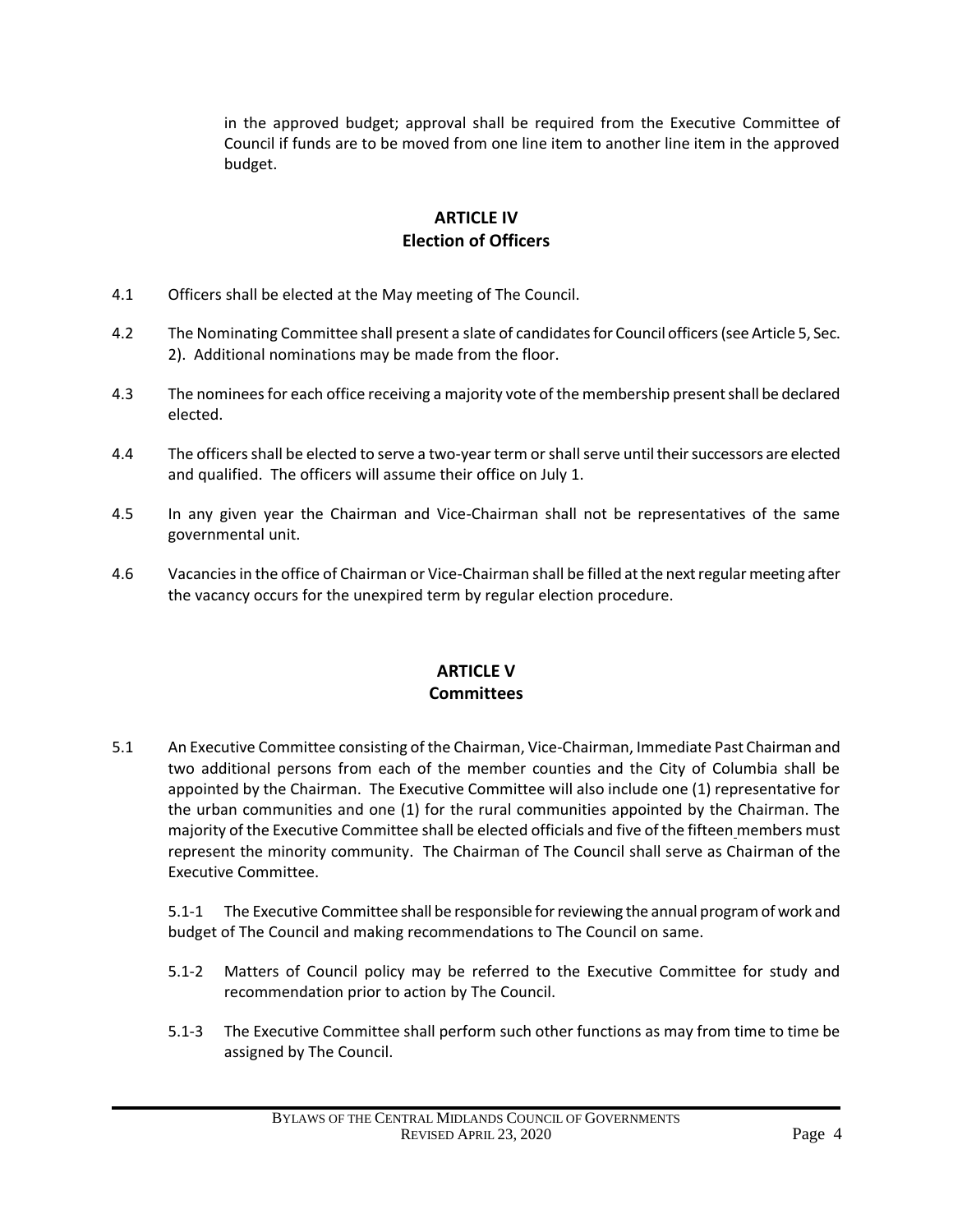in the approved budget; approval shall be required from the Executive Committee of Council if funds are to be moved from one line item to another line item in the approved budget.

## ARTICLE IV
## Election of Officers

4.1 Officers shall be elected at the May meeting of The Council.

4.2 The Nominating Committee shall present a slate of candidates for Council officers (see Article 5, Sec. 2). Additional nominations may be made from the floor.

4.3 The nominees for each office receiving a majority vote of the membership present shall be declared elected.

4.4 The officers shall be elected to serve a two-year term or shall serve until their successors are elected and qualified. The officers will assume their office on July 1.

4.5 In any given year the Chairman and Vice-Chairman shall not be representatives of the same governmental unit.

4.6 Vacancies in the office of Chairman or Vice-Chairman shall be filled at the next regular meeting after the vacancy occurs for the unexpired term by regular election procedure.

## ARTICLE V
## Committees

5.1 An Executive Committee consisting of the Chairman, Vice-Chairman, Immediate Past Chairman and two additional persons from each of the member counties and the City of Columbia shall be appointed by the Chairman. The Executive Committee will also include one (1) representative for the urban communities and one (1) for the rural communities appointed by the Chairman. The majority of the Executive Committee shall be elected officials and five of the fifteen members must represent the minority community. The Chairman of The Council shall serve as Chairman of the Executive Committee.

5.1-1 The Executive Committee shall be responsible for reviewing the annual program of work and budget of The Council and making recommendations to The Council on same.

5.1-2 Matters of Council policy may be referred to the Executive Committee for study and recommendation prior to action by The Council.

5.1-3 The Executive Committee shall perform such other functions as may from time to time be assigned by The Council.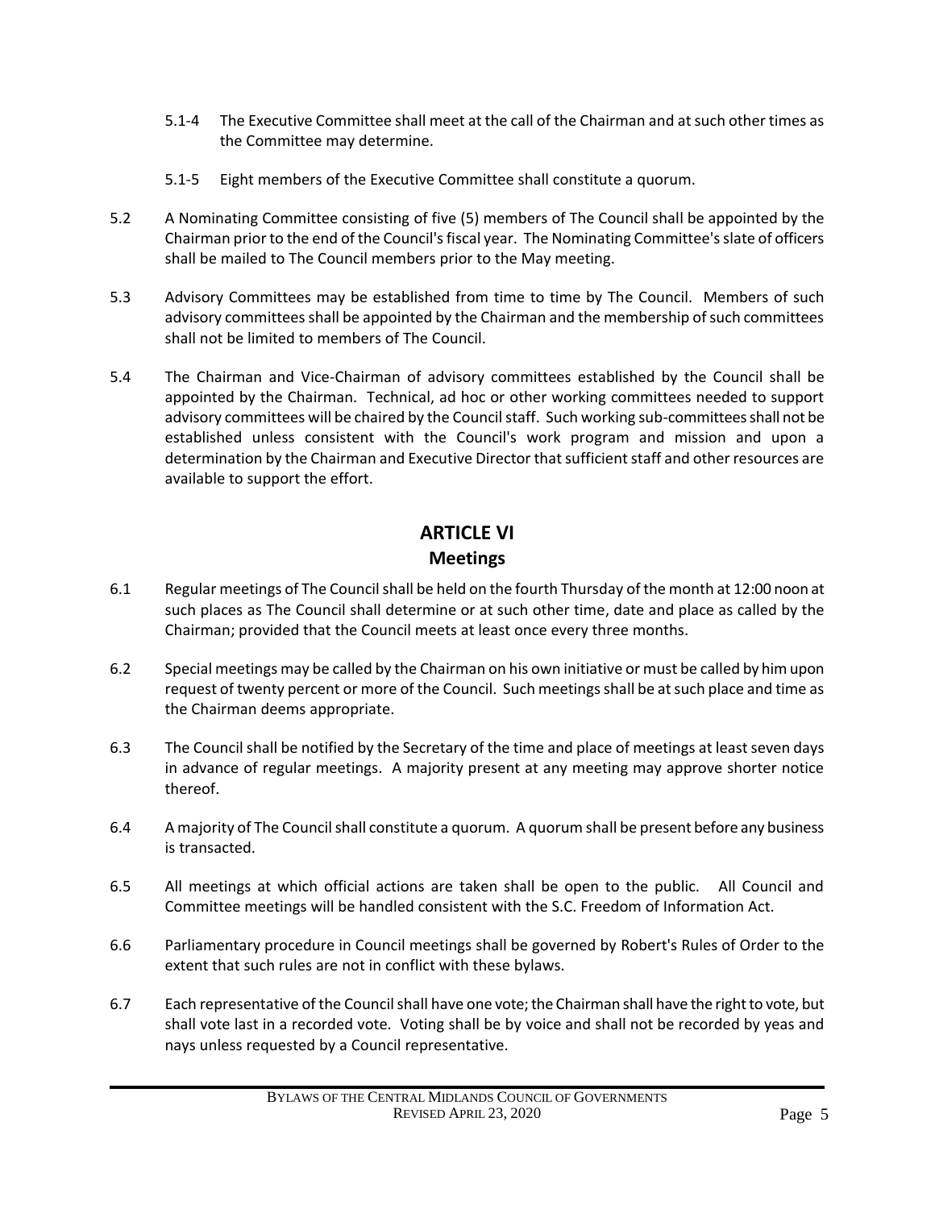5.1-4 The Executive Committee shall meet at the call of the Chairman and at such other times as the Committee may determine.

5.1-5 Eight members of the Executive Committee shall constitute a quorum.

5.2 A Nominating Committee consisting of five (5) members of The Council shall be appointed by the Chairman prior to the end of the Council's fiscal year. The Nominating Committee's slate of officers shall be mailed to The Council members prior to the May meeting.

5.3 Advisory Committees may be established from time to time by The Council. Members of such advisory committees shall be appointed by the Chairman and the membership of such committees shall not be limited to members of The Council.

5.4 The Chairman and Vice-Chairman of advisory committees established by the Council shall be appointed by the Chairman. Technical, ad hoc or other working committees needed to support advisory committees will be chaired by the Council staff. Such working sub-committees shall not be established unless consistent with the Council's work program and mission and upon a determination by the Chairman and Executive Director that sufficient staff and other resources are available to support the effort.

## ARTICLE VI
### Meetings

6.1 Regular meetings of The Council shall be held on the fourth Thursday of the month at 12:00 noon at such places as The Council shall determine or at such other time, date and place as called by the Chairman; provided that the Council meets at least once every three months.

6.2 Special meetings may be called by the Chairman on his own initiative or must be called by him upon request of twenty percent or more of the Council. Such meetings shall be at such place and time as the Chairman deems appropriate.

6.3 The Council shall be notified by the Secretary of the time and place of meetings at least seven days in advance of regular meetings. A majority present at any meeting may approve shorter notice thereof.

6.4 A majority of The Council shall constitute a quorum. A quorum shall be present before any business is transacted.

6.5 All meetings at which official actions are taken shall be open to the public. All Council and Committee meetings will be handled consistent with the S.C. Freedom of Information Act.

6.6 Parliamentary procedure in Council meetings shall be governed by Robert's Rules of Order to the extent that such rules are not in conflict with these bylaws.

6.7 Each representative of the Council shall have one vote; the Chairman shall have the right to vote, but shall vote last in a recorded vote. Voting shall be by voice and shall not be recorded by yeas and nays unless requested by a Council representative.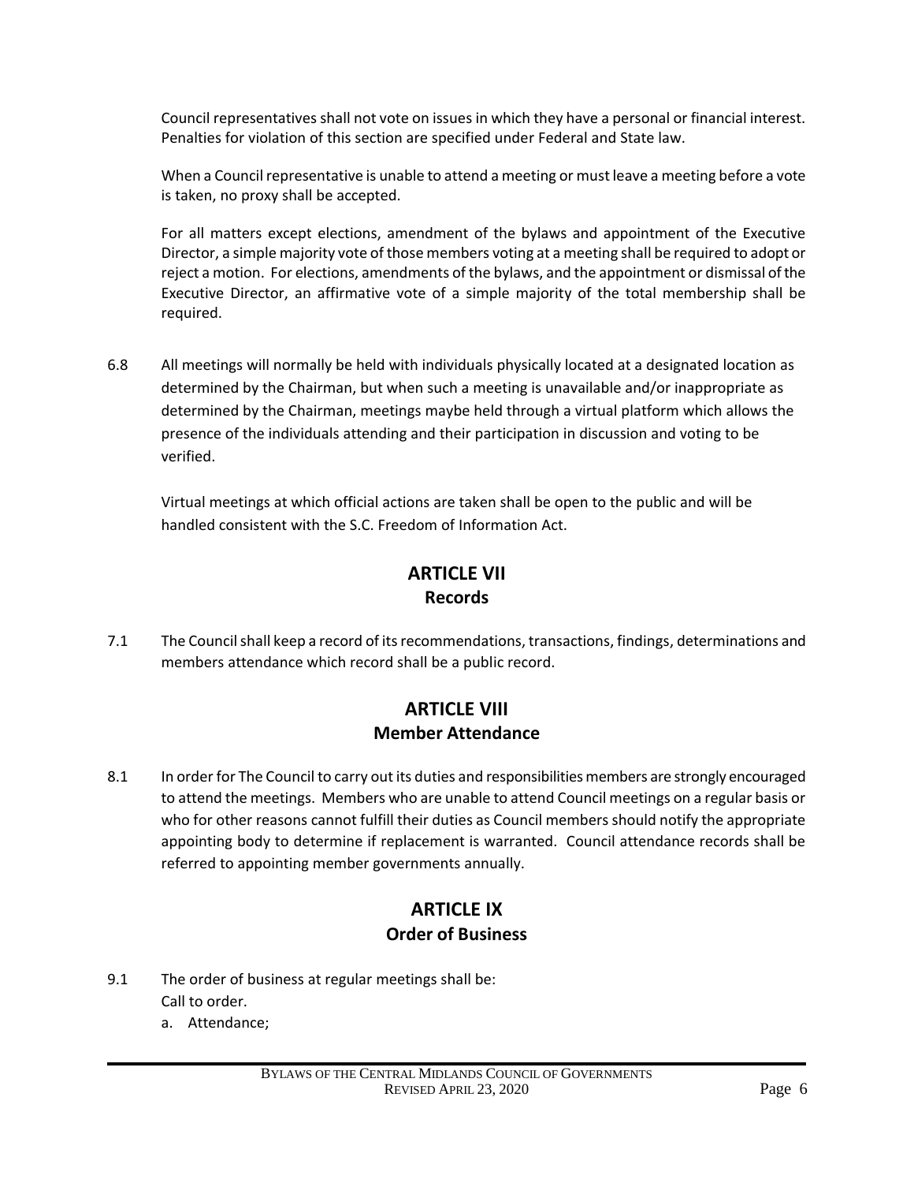Council representatives shall not vote on issues in which they have a personal or financial interest. Penalties for violation of this section are specified under Federal and State law.

When a Council representative is unable to attend a meeting or must leave a meeting before a vote is taken, no proxy shall be accepted.

For all matters except elections, amendment of the bylaws and appointment of the Executive Director, a simple majority vote of those members voting at a meeting shall be required to adopt or reject a motion. For elections, amendments of the bylaws, and the appointment or dismissal of the Executive Director, an affirmative vote of a simple majority of the total membership shall be required.

6.8 All meetings will normally be held with individuals physically located at a designated location as determined by the Chairman, but when such a meeting is unavailable and/or inappropriate as determined by the Chairman, meetings maybe held through a virtual platform which allows the presence of the individuals attending and their participation in discussion and voting to be verified.

Virtual meetings at which official actions are taken shall be open to the public and will be handled consistent with the S.C. Freedom of Information Act.

## ARTICLE VII
### Records

7.1 The Council shall keep a record of its recommendations, transactions, findings, determinations and members attendance which record shall be a public record.

## ARTICLE VIII
### Member Attendance

8.1 In order for The Council to carry out its duties and responsibilities members are strongly encouraged to attend the meetings. Members who are unable to attend Council meetings on a regular basis or who for other reasons cannot fulfill their duties as Council members should notify the appropriate appointing body to determine if replacement is warranted. Council attendance records shall be referred to appointing member governments annually.

## ARTICLE IX
### Order of Business

9.1 The order of business at regular meetings shall be:
Call to order.

a. Attendance;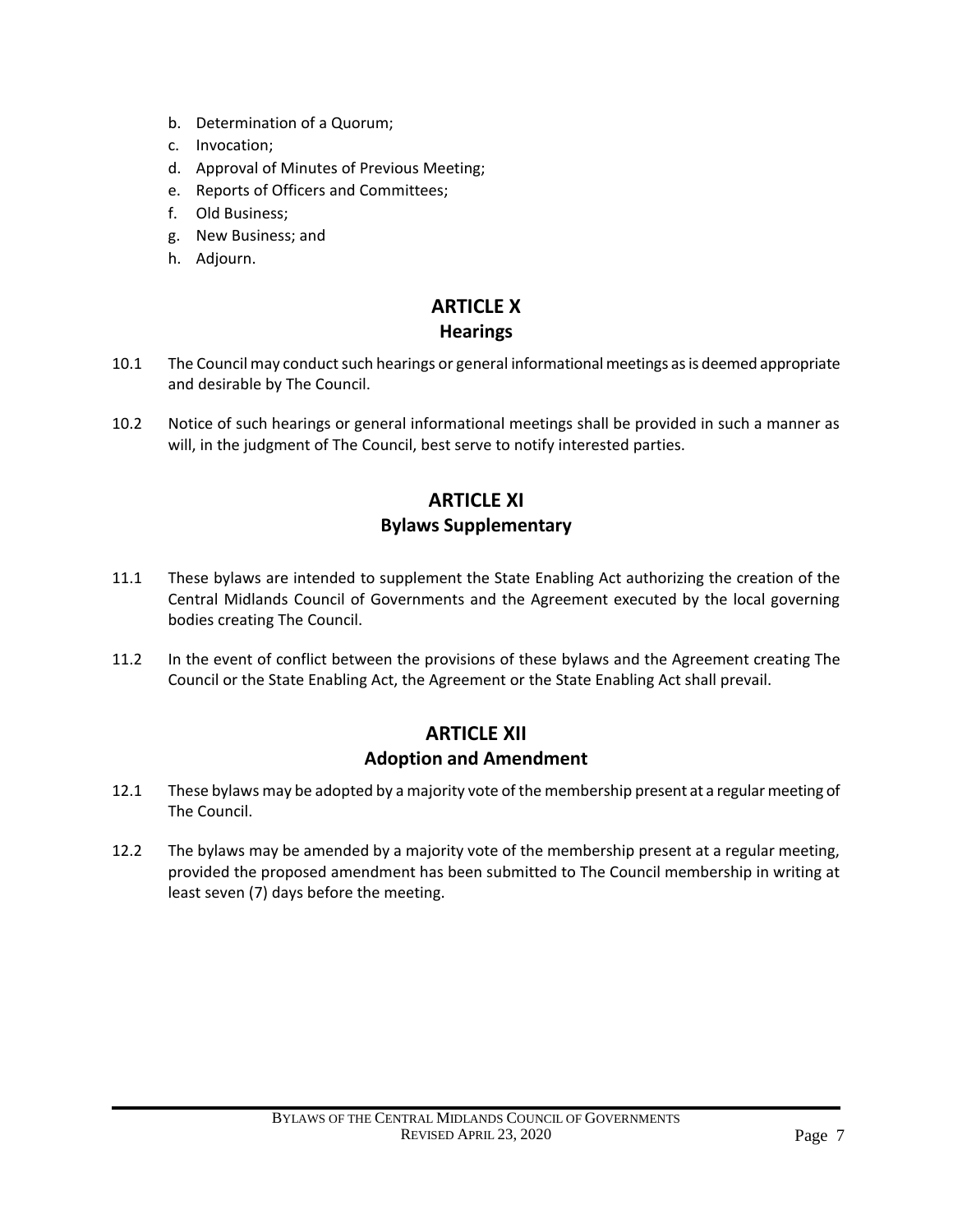b. Determination of a Quorum;
c. Invocation;
d. Approval of Minutes of Previous Meeting;
e. Reports of Officers and Committees;
f. Old Business;
g. New Business; and
h. Adjourn.

## ARTICLE X
## Hearings

10.1 The Council may conduct such hearings or general informational meetings as is deemed appropriate and desirable by The Council.

10.2 Notice of such hearings or general informational meetings shall be provided in such a manner as will, in the judgment of The Council, best serve to notify interested parties.

## ARTICLE XI
## Bylaws Supplementary

11.1 These bylaws are intended to supplement the State Enabling Act authorizing the creation of the Central Midlands Council of Governments and the Agreement executed by the local governing bodies creating The Council.

11.2 In the event of conflict between the provisions of these bylaws and the Agreement creating The Council or the State Enabling Act, the Agreement or the State Enabling Act shall prevail.

## ARTICLE XII
## Adoption and Amendment

12.1 These bylaws may be adopted by a majority vote of the membership present at a regular meeting of The Council.

12.2 The bylaws may be amended by a majority vote of the membership present at a regular meeting, provided the proposed amendment has been submitted to The Council membership in writing at least seven (7) days before the meeting.